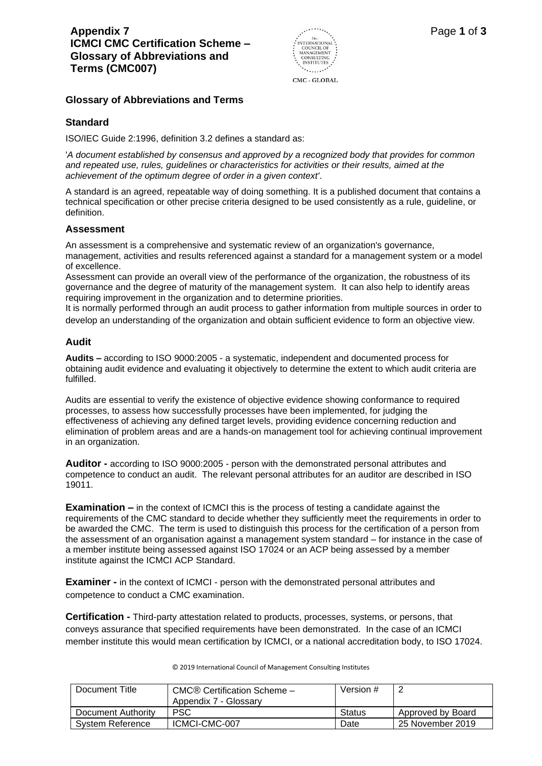# Appendix 7
# ICMCI CMC Certification Scheme – Glossary of Abbreviations and Terms (CMC007)

## Glossary of Abbreviations and Terms

### Standard

ISO/IEC Guide 2:1996, definition 3.2 defines a standard as:

'*A document established by consensus and approved by a recognized body that provides for common and repeated use, rules, guidelines or characteristics for activities or their results, aimed at the achievement of the optimum degree of order in a given context*'.

A standard is an agreed, repeatable way of doing something. It is a published document that contains a technical specification or other precise criteria designed to be used consistently as a rule, guideline, or definition.

### Assessment

An assessment is a comprehensive and systematic review of an organization's governance, management, activities and results referenced against a standard for a management system or a model of excellence.

Assessment can provide an overall view of the performance of the organization, the robustness of its governance and the degree of maturity of the management system. It can also help to identify areas requiring improvement in the organization and to determine priorities.

It is normally performed through an audit process to gather information from multiple sources in order to develop an understanding of the organization and obtain sufficient evidence to form an objective view.

### Audit

**Audits –** according to ISO 9000:2005 - a systematic, independent and documented process for obtaining audit evidence and evaluating it objectively to determine the extent to which audit criteria are fulfilled.

Audits are essential to verify the existence of objective evidence showing conformance to required processes, to assess how successfully processes have been implemented, for judging the effectiveness of achieving any defined target levels, providing evidence concerning reduction and elimination of problem areas and are a hands-on management tool for achieving continual improvement in an organization.

**Auditor -** according to ISO 9000:2005 - person with the demonstrated personal attributes and competence to conduct an audit. The relevant personal attributes for an auditor are described in ISO 19011.

**Examination –** in the context of ICMCI this is the process of testing a candidate against the requirements of the CMC standard to decide whether they sufficiently meet the requirements in order to be awarded the CMC. The term is used to distinguish this process for the certification of a person from the assessment of an organisation against a management system standard – for instance in the case of a member institute being assessed against ISO 17024 or an ACP being assessed by a member institute against the ICMCI ACP Standard.

**Examiner -** in the context of ICMCI - person with the demonstrated personal attributes and competence to conduct a CMC examination.

**Certification -** Third-party attestation related to products, processes, systems, or persons, that conveys assurance that specified requirements have been demonstrated. In the case of an ICMCI member institute this would mean certification by ICMCI, or a national accreditation body, to ISO 17024.

© 2019 International Council of Management Consulting Institutes

| Document Title | CMC® Certification Scheme – Appendix 7 - Glossary | Version # | 2 |
|---|---|---|---|
| Document Authority | PSC | Status | Approved by Board |
| System Reference | ICMCI-CMC-007 | Date | 25 November 2019 |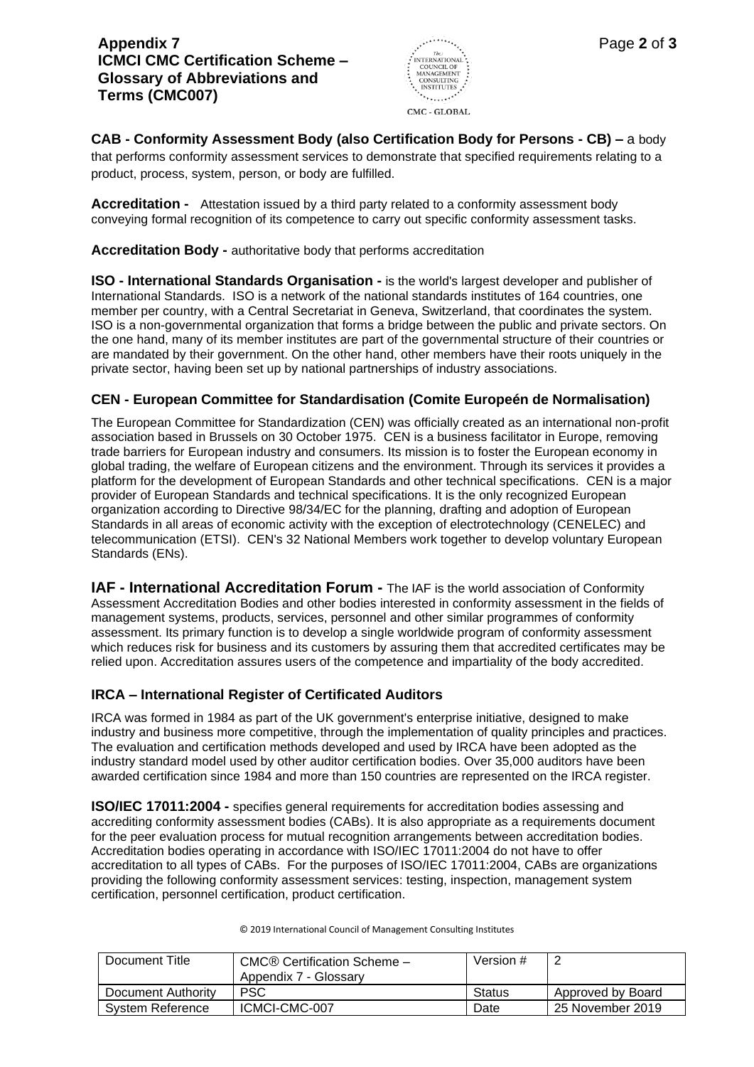**CAB - Conformity Assessment Body (also Certification Body for Persons - CB) –** a body that performs conformity assessment services to demonstrate that specified requirements relating to a product, process, system, person, or body are fulfilled.

**Accreditation -** Attestation issued by a third party related to a conformity assessment body conveying formal recognition of its competence to carry out specific conformity assessment tasks.

**Accreditation Body -** authoritative body that performs accreditation

**ISO - International Standards Organisation -** is the world's largest developer and publisher of International Standards. ISO is a network of the national standards institutes of 164 countries, one member per country, with a Central Secretariat in Geneva, Switzerland, that coordinates the system. ISO is a non-governmental organization that forms a bridge between the public and private sectors. On the one hand, many of its member institutes are part of the governmental structure of their countries or are mandated by their government. On the other hand, other members have their roots uniquely in the private sector, having been set up by national partnerships of industry associations.

**CEN - European Committee for Standardisation (Comite Europeén de Normalisation)**

The European Committee for Standardization (CEN) was officially created as an international non-profit association based in Brussels on 30 October 1975. CEN is a business facilitator in Europe, removing trade barriers for European industry and consumers. Its mission is to foster the European economy in global trading, the welfare of European citizens and the environment. Through its services it provides a platform for the development of European Standards and other technical specifications. CEN is a major provider of European Standards and technical specifications. It is the only recognized European organization according to Directive 98/34/EC for the planning, drafting and adoption of European Standards in all areas of economic activity with the exception of electrotechnology (CENELEC) and telecommunication (ETSI). CEN's 32 National Members work together to develop voluntary European Standards (ENs).

**IAF - International Accreditation Forum -** The IAF is the world association of Conformity Assessment Accreditation Bodies and other bodies interested in conformity assessment in the fields of management systems, products, services, personnel and other similar programmes of conformity assessment. Its primary function is to develop a single worldwide program of conformity assessment which reduces risk for business and its customers by assuring them that accredited certificates may be relied upon. Accreditation assures users of the competence and impartiality of the body accredited.

**IRCA – International Register of Certificated Auditors**

IRCA was formed in 1984 as part of the UK government's enterprise initiative, designed to make industry and business more competitive, through the implementation of quality principles and practices. The evaluation and certification methods developed and used by IRCA have been adopted as the industry standard model used by other auditor certification bodies. Over 35,000 auditors have been awarded certification since 1984 and more than 150 countries are represented on the IRCA register.

**ISO/IEC 17011:2004 -** specifies general requirements for accreditation bodies assessing and accrediting conformity assessment bodies (CABs). It is also appropriate as a requirements document for the peer evaluation process for mutual recognition arrangements between accreditation bodies. Accreditation bodies operating in accordance with ISO/IEC 17011:2004 do not have to offer accreditation to all types of CABs. For the purposes of ISO/IEC 17011:2004, CABs are organizations providing the following conformity assessment services: testing, inspection, management system certification, personnel certification, product certification.

© 2019 International Council of Management Consulting Institutes

| Document Title | CMC® Certification Scheme – Appendix 7 - Glossary | Version # | 2 |
|---|---|---|---|
| Document Authority | PSC | Status | Approved by Board |
| System Reference | ICMCI-CMC-007 | Date | 25 November 2019 |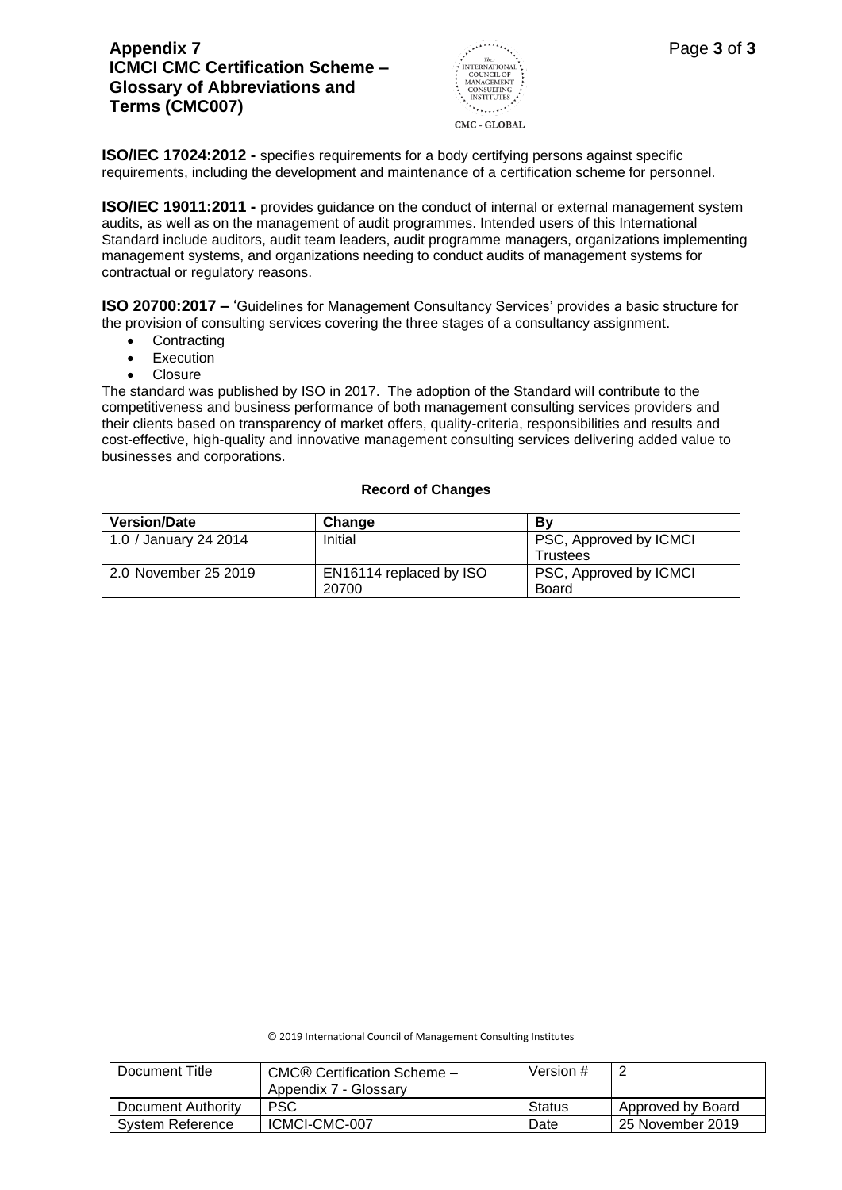**ISO/IEC 17024:2012 -** specifies requirements for a body certifying persons against specific requirements, including the development and maintenance of a certification scheme for personnel.

**ISO/IEC 19011:2011 -** provides guidance on the conduct of internal or external management system audits, as well as on the management of audit programmes. Intended users of this International Standard include auditors, audit team leaders, audit programme managers, organizations implementing management systems, and organizations needing to conduct audits of management systems for contractual or regulatory reasons.

**ISO 20700:2017 –** 'Guidelines for Management Consultancy Services' provides a basic structure for the provision of consulting services covering the three stages of a consultancy assignment.

- Contracting
- Execution
- Closure

The standard was published by ISO in 2017. The adoption of the Standard will contribute to the competitiveness and business performance of both management consulting services providers and their clients based on transparency of market offers, quality-criteria, responsibilities and results and cost-effective, high-quality and innovative management consulting services delivering added value to businesses and corporations.

**Record of Changes**

| Version/Date | Change | By |
|---|---|---|
| 1.0 / January 24 2014 | Initial | PSC, Approved by ICMCI Trustees |
| 2.0 November 25 2019 | EN16114 replaced by ISO 20700 | PSC, Approved by ICMCI Board |

© 2019 International Council of Management Consulting Institutes

| | | | |
|---|---|---|---|
| Document Title | CMC® Certification Scheme – Appendix 7 - Glossary | Version # | 2 |
| Document Authority | PSC | Status | Approved by Board |
| System Reference | ICMCI-CMC-007 | Date | 25 November 2019 |